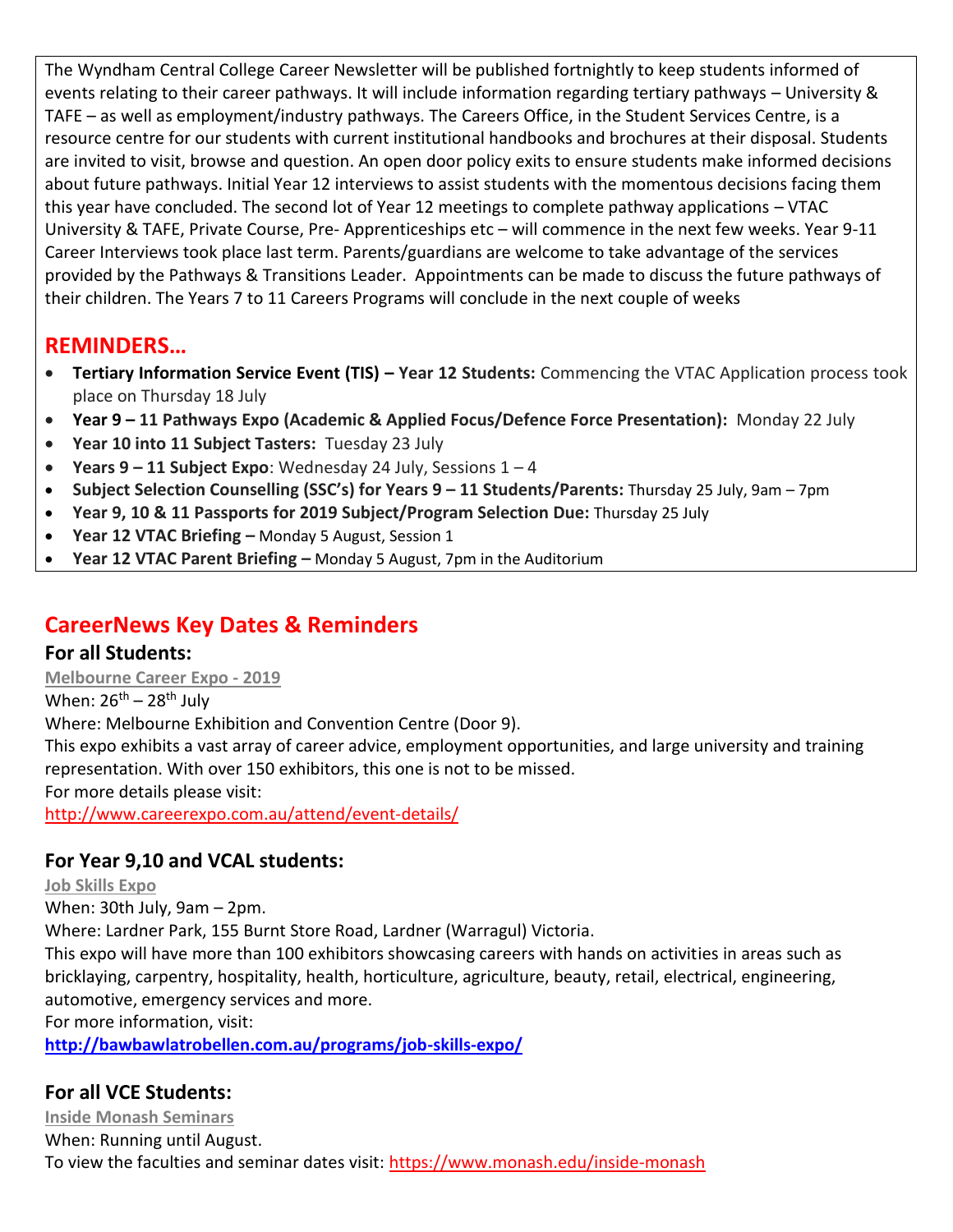The Wyndham Central College Career Newsletter will be published fortnightly to keep students informed of events relating to their career pathways. It will include information regarding tertiary pathways – University & TAFE – as well as employment/industry pathways. The Careers Office, in the Student Services Centre, is a resource centre for our students with current institutional handbooks and brochures at their disposal. Students are invited to visit, browse and question. An open door policy exits to ensure students make informed decisions about future pathways. Initial Year 12 interviews to assist students with the momentous decisions facing them this year have concluded. The second lot of Year 12 meetings to complete pathway applications – VTAC University & TAFE, Private Course, Pre- Apprenticeships etc – will commence in the next few weeks. Year 9-11 Career Interviews took place last term. Parents/guardians are welcome to take advantage of the services provided by the Pathways & Transitions Leader. Appointments can be made to discuss the future pathways of their children. The Years 7 to 11 Careers Programs will conclude in the next couple of weeks

## REMINDERS…

- **Tertiary Information Service Event (TIS) – Year 12 Students:** Commencing the VTAC Application process took place on Thursday 18 July
- **Year 9 – 11 Pathways Expo (Academic & Applied Focus/Defence Force Presentation):** Monday 22 July
- **Year 10 into 11 Subject Tasters:** Tuesday 23 July
- **Years 9 – 11 Subject Expo**: Wednesday 24 July, Sessions 1 – 4
- **Subject Selection Counselling (SSC's) for Years 9 – 11 Students/Parents:** Thursday 25 July, 9am – 7pm
- **Year 9, 10 & 11 Passports for 2019 Subject/Program Selection Due:** Thursday 25 July
- **Year 12 VTAC Briefing –** Monday 5 August, Session 1
- **Year 12 VTAC Parent Briefing –** Monday 5 August, 7pm in the Auditorium

## CareerNews Key Dates & Reminders

### For all Students:

**Melbourne Career Expo - 2019**
When: 26th – 28th July
Where: Melbourne Exhibition and Convention Centre (Door 9).
This expo exhibits a vast array of career advice, employment opportunities, and large university and training representation. With over 150 exhibitors, this one is not to be missed.
For more details please visit:
http://www.careerexpo.com.au/attend/event-details/

### For Year 9,10 and VCAL students:

**Job Skills Expo**
When: 30th July, 9am – 2pm.
Where: Lardner Park, 155 Burnt Store Road, Lardner (Warragul) Victoria.
This expo will have more than 100 exhibitors showcasing careers with hands on activities in areas such as bricklaying, carpentry, hospitality, health, horticulture, agriculture, beauty, retail, electrical, engineering, automotive, emergency services and more.
For more information, visit:
**http://bawbawlatrobellen.com.au/programs/job-skills-expo/**

### For all VCE Students:

**Inside Monash Seminars**
When: Running until August.
To view the faculties and seminar dates visit: https://www.monash.edu/inside-monash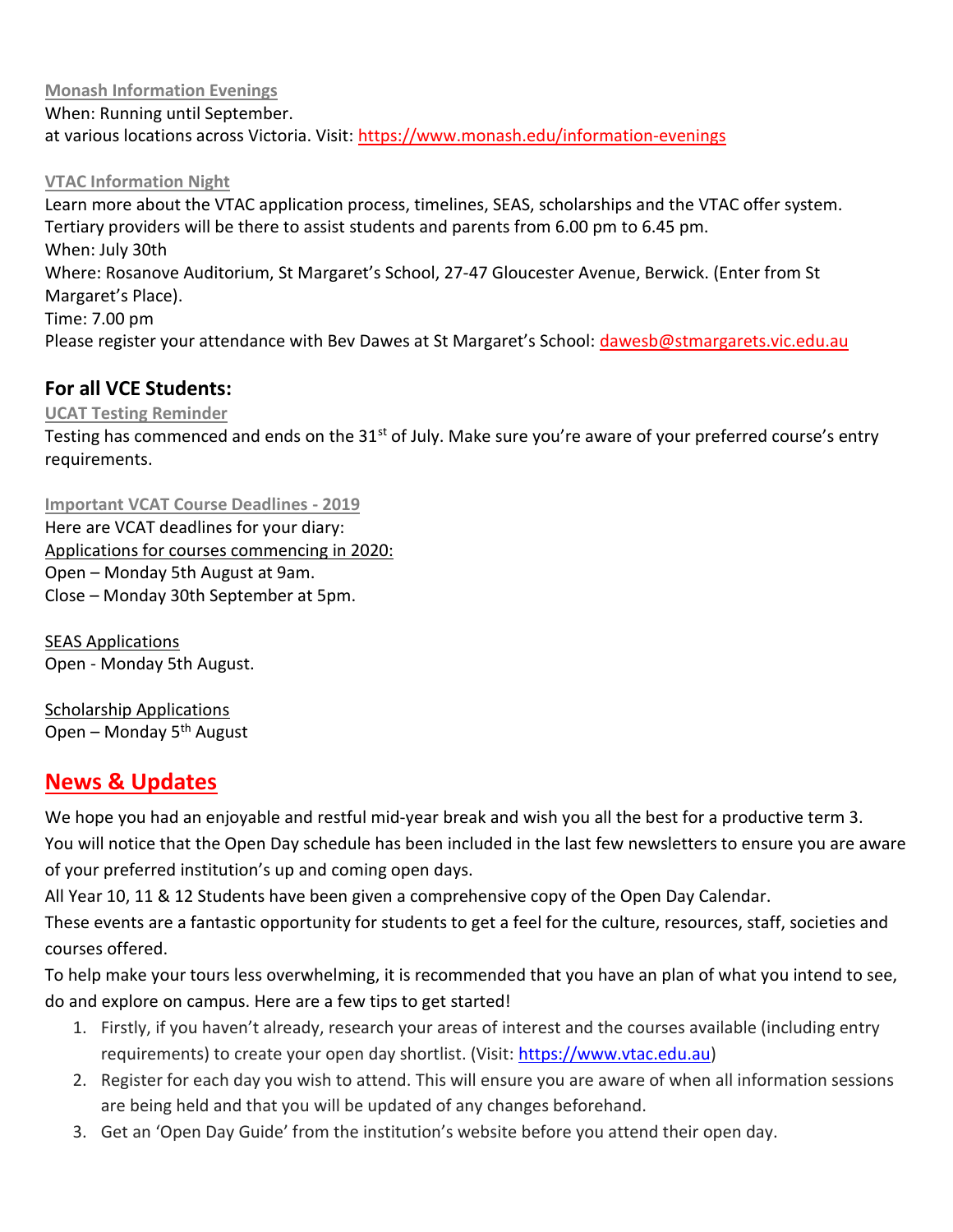**Monash Information Evenings**
When: Running until September.
at various locations across Victoria. Visit: https://www.monash.edu/information-evenings

**VTAC Information Night**
Learn more about the VTAC application process, timelines, SEAS, scholarships and the VTAC offer system. Tertiary providers will be there to assist students and parents from 6.00 pm to 6.45 pm.
When: July 30th
Where: Rosanove Auditorium, St Margaret's School, 27-47 Gloucester Avenue, Berwick. (Enter from St Margaret's Place).
Time: 7.00 pm
Please register your attendance with Bev Dawes at St Margaret's School: dawesb@stmargarets.vic.edu.au

## For all VCE Students:

**UCAT Testing Reminder**
Testing has commenced and ends on the 31st of July. Make sure you're aware of your preferred course's entry requirements.

**Important VCAT Course Deadlines - 2019**
Here are VCAT deadlines for your diary:
Applications for courses commencing in 2020:
Open – Monday 5th August at 9am.
Close – Monday 30th September at 5pm.

SEAS Applications
Open - Monday 5th August.

Scholarship Applications
Open – Monday 5th August

## News & Updates

We hope you had an enjoyable and restful mid-year break and wish you all the best for a productive term 3.
You will notice that the Open Day schedule has been included in the last few newsletters to ensure you are aware of your preferred institution's up and coming open days.
All Year 10, 11 & 12 Students have been given a comprehensive copy of the Open Day Calendar.
These events are a fantastic opportunity for students to get a feel for the culture, resources, staff, societies and courses offered.
To help make your tours less overwhelming, it is recommended that you have an plan of what you intend to see, do and explore on campus. Here are a few tips to get started!

1. Firstly, if you haven't already, research your areas of interest and the courses available (including entry requirements) to create your open day shortlist. (Visit: https://www.vtac.edu.au)
2. Register for each day you wish to attend. This will ensure you are aware of when all information sessions are being held and that you will be updated of any changes beforehand.
3. Get an 'Open Day Guide' from the institution's website before you attend their open day.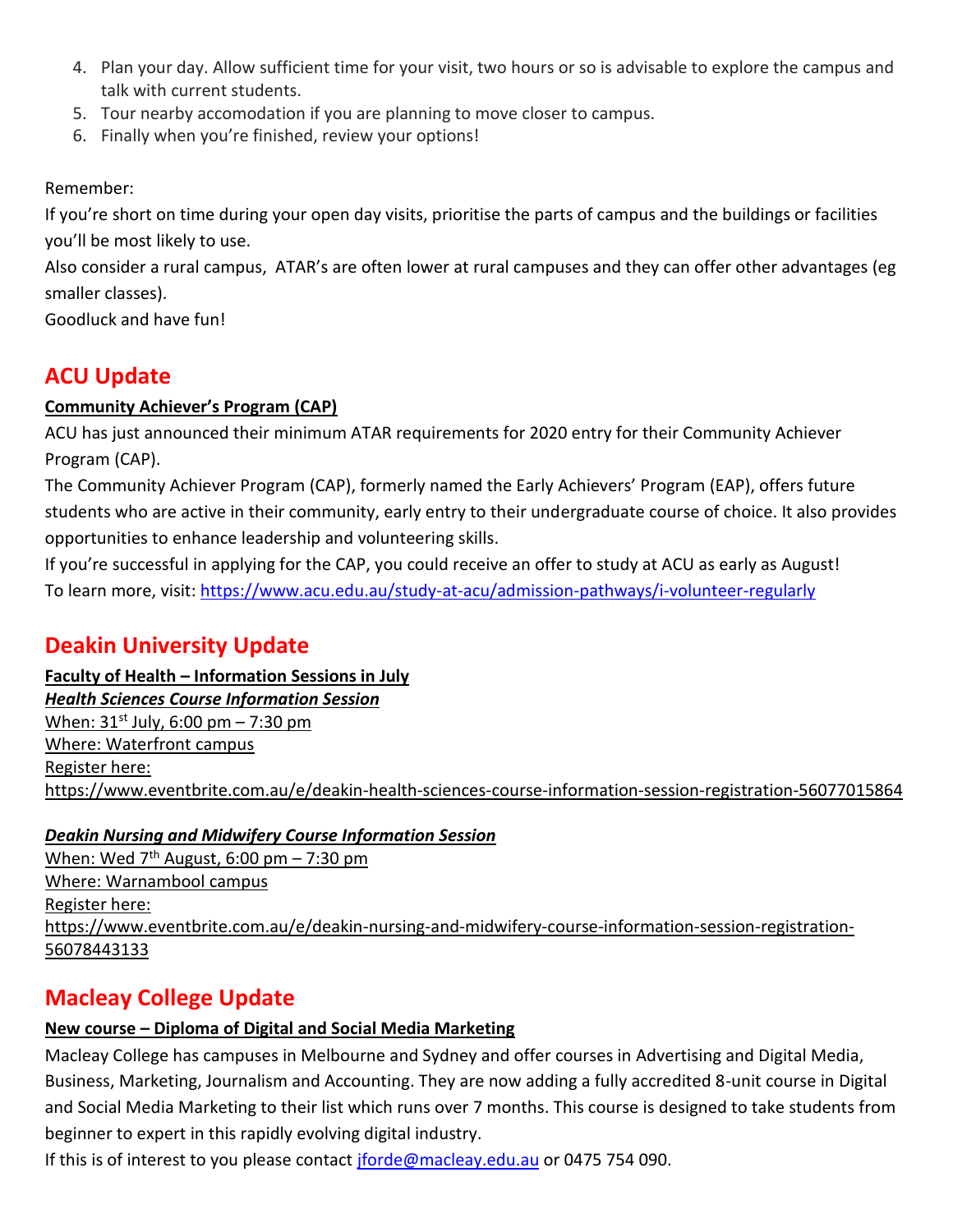4. Plan your day. Allow sufficient time for your visit, two hours or so is advisable to explore the campus and talk with current students.
5. Tour nearby accomodation if you are planning to move closer to campus.
6. Finally when you're finished, review your options!

Remember:

If you're short on time during your open day visits, prioritise the parts of campus and the buildings or facilities you'll be most likely to use.

Also consider a rural campus, ATAR's are often lower at rural campuses and they can offer other advantages (eg smaller classes).

Goodluck and have fun!

## ACU Update

**Community Achiever's Program (CAP)**

ACU has just announced their minimum ATAR requirements for 2020 entry for their Community Achiever Program (CAP).

The Community Achiever Program (CAP), formerly named the Early Achievers' Program (EAP), offers future students who are active in their community, early entry to their undergraduate course of choice. It also provides opportunities to enhance leadership and volunteering skills.

If you're successful in applying for the CAP, you could receive an offer to study at ACU as early as August!

To learn more, visit: https://www.acu.edu.au/study-at-acu/admission-pathways/i-volunteer-regularly

## Deakin University Update

**Faculty of Health – Information Sessions in July**

***Health Sciences Course Information Session***

When: 31st July, 6:00 pm – 7:30 pm

Where: Waterfront campus

Register here:
https://www.eventbrite.com.au/e/deakin-health-sciences-course-information-session-registration-56077015864

***Deakin Nursing and Midwifery Course Information Session***

When: Wed 7th August, 6:00 pm – 7:30 pm

Where: Warnambool campus

Register here:
https://www.eventbrite.com.au/e/deakin-nursing-and-midwifery-course-information-session-registration-56078443133

## Macleay College Update

**New course – Diploma of Digital and Social Media Marketing**

Macleay College has campuses in Melbourne and Sydney and offer courses in Advertising and Digital Media, Business, Marketing, Journalism and Accounting. They are now adding a fully accredited 8-unit course in Digital and Social Media Marketing to their list which runs over 7 months. This course is designed to take students from beginner to expert in this rapidly evolving digital industry.

If this is of interest to you please contact jforde@macleay.edu.au or 0475 754 090.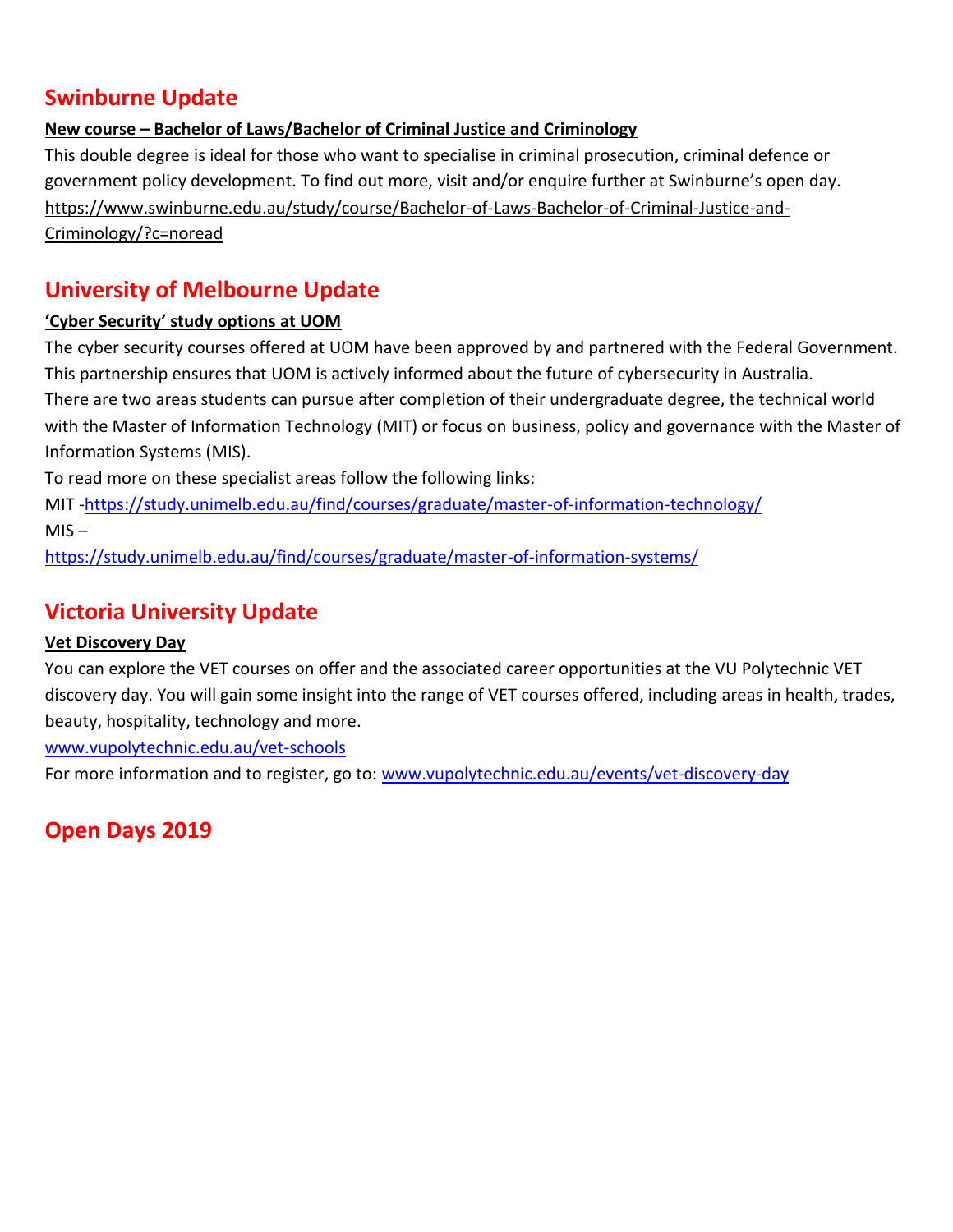## Swinburne Update

**New course – Bachelor of Laws/Bachelor of Criminal Justice and Criminology**

This double degree is ideal for those who want to specialise in criminal prosecution, criminal defence or government policy development. To find out more, visit and/or enquire further at Swinburne's open day.
https://www.swinburne.edu.au/study/course/Bachelor-of-Laws-Bachelor-of-Criminal-Justice-and-Criminology/?c=noread

## University of Melbourne Update

**'Cyber Security' study options at UOM**

The cyber security courses offered at UOM have been approved by and partnered with the Federal Government. This partnership ensures that UOM is actively informed about the future of cybersecurity in Australia.
There are two areas students can pursue after completion of their undergraduate degree, the technical world with the Master of Information Technology (MIT) or focus on business, policy and governance with the Master of Information Systems (MIS).
To read more on these specialist areas follow the following links:
MIT -https://study.unimelb.edu.au/find/courses/graduate/master-of-information-technology/
MIS –
https://study.unimelb.edu.au/find/courses/graduate/master-of-information-systems/

## Victoria University Update

**Vet Discovery Day**

You can explore the VET courses on offer and the associated career opportunities at the VU Polytechnic VET discovery day. You will gain some insight into the range of VET courses offered, including areas in health, trades, beauty, hospitality, technology and more.
www.vupolytechnic.edu.au/vet-schools
For more information and to register, go to: www.vupolytechnic.edu.au/events/vet-discovery-day

## Open Days 2019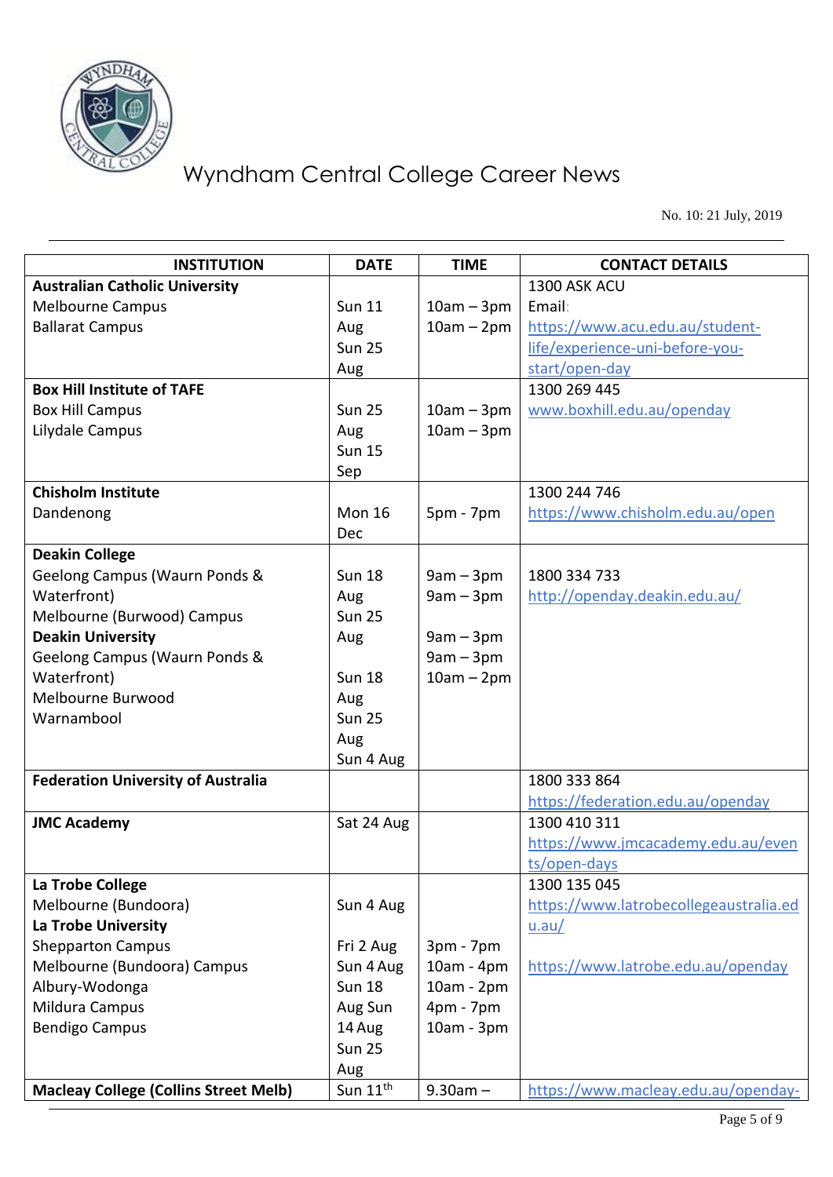# Wyndham Central College Career News

No. 10: 21 July, 2019

| INSTITUTION | DATE | TIME | CONTACT DETAILS |
|---|---|---|---|
| **Australian Catholic University**<br>Melbourne Campus<br>Ballarat Campus | Sun 11 Aug<br>Sun 25 Aug | 10am – 3pm<br>10am – 2pm | 1300 ASK ACU<br>Email:<br>https://www.acu.edu.au/student-life/experience-uni-before-you-start/open-day |
| **Box Hill Institute of TAFE**<br>Box Hill Campus<br>Lilydale Campus | Sun 25 Aug<br>Sun 15 Sep | 10am – 3pm<br>10am – 3pm | 1300 269 445<br>www.boxhill.edu.au/openday |
| **Chisholm Institute**<br>Dandenong | Mon 16 Dec | 5pm - 7pm | 1300 244 746<br>https://www.chisholm.edu.au/open |
| **Deakin College**<br>Geelong Campus (Waurn Ponds & Waterfront)<br>Melbourne (Burwood) Campus<br>**Deakin University**<br>Geelong Campus (Waurn Ponds & Waterfront)<br>Melbourne Burwood<br>Warnambool | Sun 18 Aug<br>Sun 25 Aug<br>Sun 18 Aug<br>Sun 25 Aug<br>Sun 4 Aug | 9am – 3pm<br>9am – 3pm<br>9am – 3pm<br>9am – 3pm<br>10am – 2pm | 1800 334 733<br>http://openday.deakin.edu.au/ |
| **Federation University of Australia** | | | 1800 333 864<br>https://federation.edu.au/openday |
| **JMC Academy** | Sat 24 Aug | | 1300 410 311<br>https://www.jmcacademy.edu.au/events/open-days |
| **La Trobe College**<br>Melbourne (Bundoora)<br>**La Trobe University**<br>Shepparton Campus<br>Melbourne (Bundoora) Campus<br>Albury-Wodonga<br>Mildura Campus<br>Bendigo Campus | Sun 4 Aug<br>Fri 2 Aug<br>Sun 4 Aug<br>Sun 18 Aug<br>Sun 14 Aug<br>Sun 25 Aug | 3pm - 7pm<br>10am - 4pm<br>10am - 2pm<br>4pm - 7pm<br>10am - 3pm | 1300 135 045<br>https://www.latrobecollegeaustralia.edu.au/<br>https://www.latrobe.edu.au/openday |
| **Macleay College (Collins Street Melb)** | Sun 11th | 9.30am – | https://www.macleay.edu.au/openday- |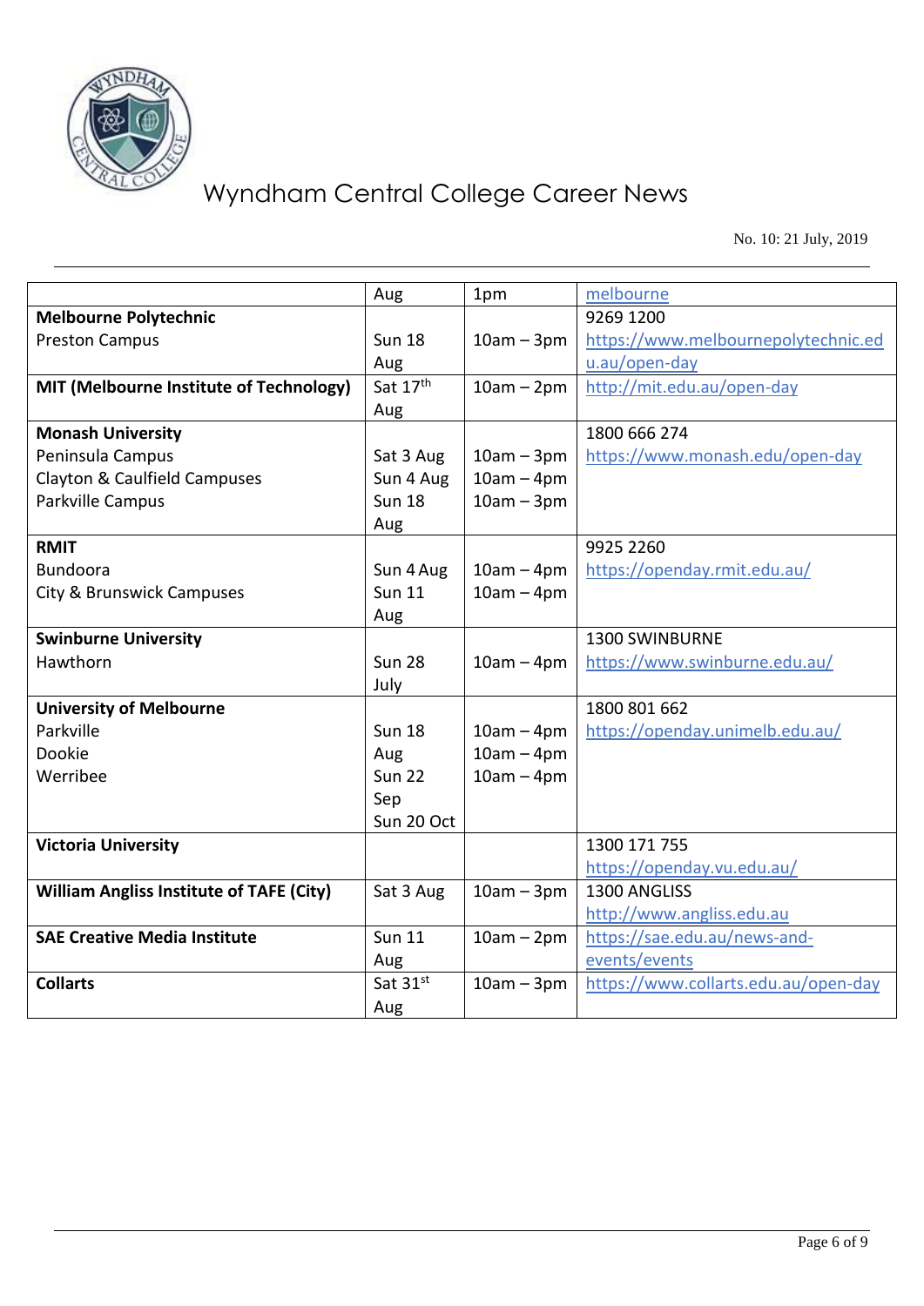| | Aug | 1pm | melbourne |
|---|---|---|---|
| **Melbourne Polytechnic**<br>Preston Campus | Sun 18 Aug | 10am – 3pm | 9269 1200<br>https://www.melbournepolytechnic.edu.au/open-day |
| **MIT (Melbourne Institute of Technology)** | Sat 17th Aug | 10am – 2pm | http://mit.edu.au/open-day |
| **Monash University**<br>Peninsula Campus<br>Clayton & Caulfield Campuses<br>Parkville Campus | Sat 3 Aug<br>Sun 4 Aug<br>Sun 18 Aug | 10am – 3pm<br>10am – 4pm<br>10am – 3pm | 1800 666 274<br>https://www.monash.edu/open-day |
| **RMIT**<br>Bundoora<br>City & Brunswick Campuses | Sun 4 Aug<br>Sun 11 Aug | 10am – 4pm<br>10am – 4pm | 9925 2260<br>https://openday.rmit.edu.au/ |
| **Swinburne University**<br>Hawthorn | Sun 28 July | 10am – 4pm | 1300 SWINBURNE<br>https://www.swinburne.edu.au/ |
| **University of Melbourne**<br>Parkville<br>Dookie<br>Werribee | Sun 18 Aug<br>Sun 22 Sep<br>Sun 20 Oct | 10am – 4pm<br>10am – 4pm<br>10am – 4pm | 1800 801 662<br>https://openday.unimelb.edu.au/ |
| **Victoria University** | | | 1300 171 755<br>https://openday.vu.edu.au/ |
| **William Angliss Institute of TAFE (City)** | Sat 3 Aug | 10am – 3pm | 1300 ANGLISS<br>http://www.angliss.edu.au |
| **SAE Creative Media Institute** | Sun 11 Aug | 10am – 2pm | https://sae.edu.au/news-and-events/events |
| **Collarts** | Sat 31st Aug | 10am – 3pm | https://www.collarts.edu.au/open-day |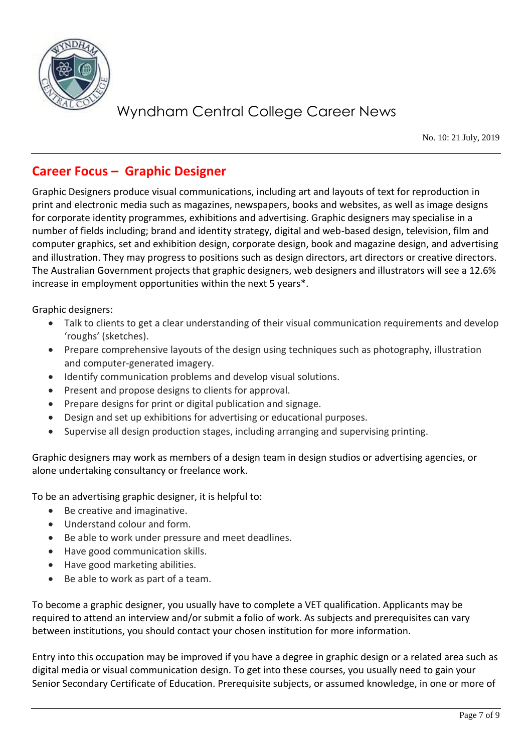## Career Focus – Graphic Designer

Graphic Designers produce visual communications, including art and layouts of text for reproduction in print and electronic media such as magazines, newspapers, books and websites, as well as image designs for corporate identity programmes, exhibitions and advertising. Graphic designers may specialise in a number of fields including; brand and identity strategy, digital and web-based design, television, film and computer graphics, set and exhibition design, corporate design, book and magazine design, and advertising and illustration. They may progress to positions such as design directors, art directors or creative directors. The Australian Government projects that graphic designers, web designers and illustrators will see a 12.6% increase in employment opportunities within the next 5 years*.

Graphic designers:

- Talk to clients to get a clear understanding of their visual communication requirements and develop 'roughs' (sketches).
- Prepare comprehensive layouts of the design using techniques such as photography, illustration and computer-generated imagery.
- Identify communication problems and develop visual solutions.
- Present and propose designs to clients for approval.
- Prepare designs for print or digital publication and signage.
- Design and set up exhibitions for advertising or educational purposes.
- Supervise all design production stages, including arranging and supervising printing.

Graphic designers may work as members of a design team in design studios or advertising agencies, or alone undertaking consultancy or freelance work.

To be an advertising graphic designer, it is helpful to:

- Be creative and imaginative.
- Understand colour and form.
- Be able to work under pressure and meet deadlines.
- Have good communication skills.
- Have good marketing abilities.
- Be able to work as part of a team.

To become a graphic designer, you usually have to complete a VET qualification. Applicants may be required to attend an interview and/or submit a folio of work. As subjects and prerequisites can vary between institutions, you should contact your chosen institution for more information.

Entry into this occupation may be improved if you have a degree in graphic design or a related area such as digital media or visual communication design. To get into these courses, you usually need to gain your Senior Secondary Certificate of Education. Prerequisite subjects, or assumed knowledge, in one or more of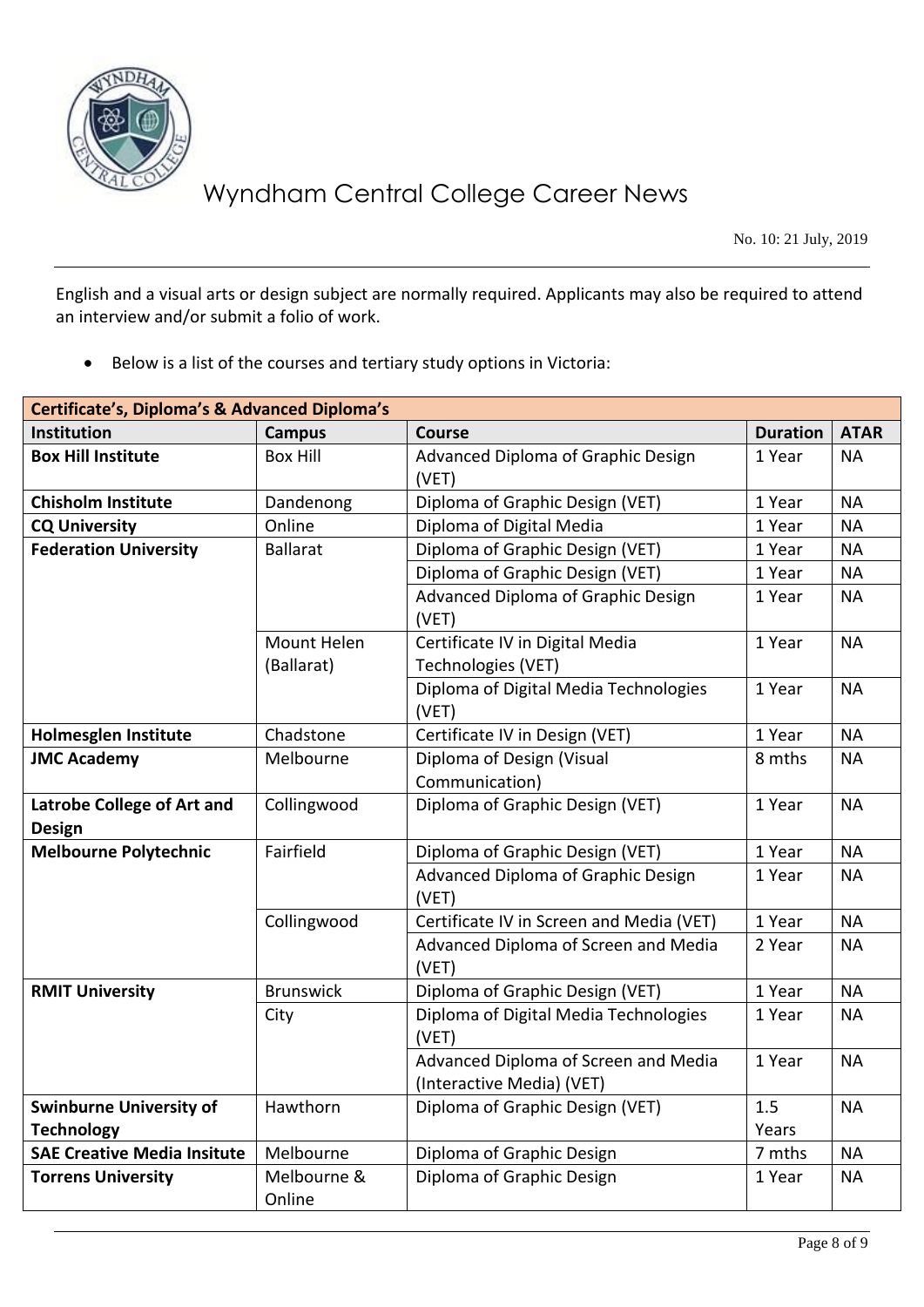English and a visual arts or design subject are normally required. Applicants may also be required to attend an interview and/or submit a folio of work.

- Below is a list of the courses and tertiary study options in Victoria:

| Certificate's, Diploma's & Advanced Diploma's | | | | |
|---|---|---|---|---|
| **Institution** | **Campus** | **Course** | **Duration** | **ATAR** |
| **Box Hill Institute** | Box Hill | Advanced Diploma of Graphic Design (VET) | 1 Year | NA |
| **Chisholm Institute** | Dandenong | Diploma of Graphic Design (VET) | 1 Year | NA |
| **CQ University** | Online | Diploma of Digital Media | 1 Year | NA |
| **Federation University** | Ballarat | Diploma of Graphic Design (VET) | 1 Year | NA |
| | | Diploma of Graphic Design (VET) | 1 Year | NA |
| | | Advanced Diploma of Graphic Design (VET) | 1 Year | NA |
| | Mount Helen (Ballarat) | Certificate IV in Digital Media Technologies (VET) | 1 Year | NA |
| | | Diploma of Digital Media Technologies (VET) | 1 Year | NA |
| **Holmesglen Institute** | Chadstone | Certificate IV in Design (VET) | 1 Year | NA |
| **JMC Academy** | Melbourne | Diploma of Design (Visual Communication) | 8 mths | NA |
| **Latrobe College of Art and Design** | Collingwood | Diploma of Graphic Design (VET) | 1 Year | NA |
| **Melbourne Polytechnic** | Fairfield | Diploma of Graphic Design (VET) | 1 Year | NA |
| | | Advanced Diploma of Graphic Design (VET) | 1 Year | NA |
| | Collingwood | Certificate IV in Screen and Media (VET) | 1 Year | NA |
| | | Advanced Diploma of Screen and Media (VET) | 2 Year | NA |
| **RMIT University** | Brunswick | Diploma of Graphic Design (VET) | 1 Year | NA |
| | City | Diploma of Digital Media Technologies (VET) | 1 Year | NA |
| | | Advanced Diploma of Screen and Media (Interactive Media) (VET) | 1 Year | NA |
| **Swinburne University of Technology** | Hawthorn | Diploma of Graphic Design (VET) | 1.5 Years | NA |
| **SAE Creative Media Insitute** | Melbourne | Diploma of Graphic Design | 7 mths | NA |
| **Torrens University** | Melbourne & Online | Diploma of Graphic Design | 1 Year | NA |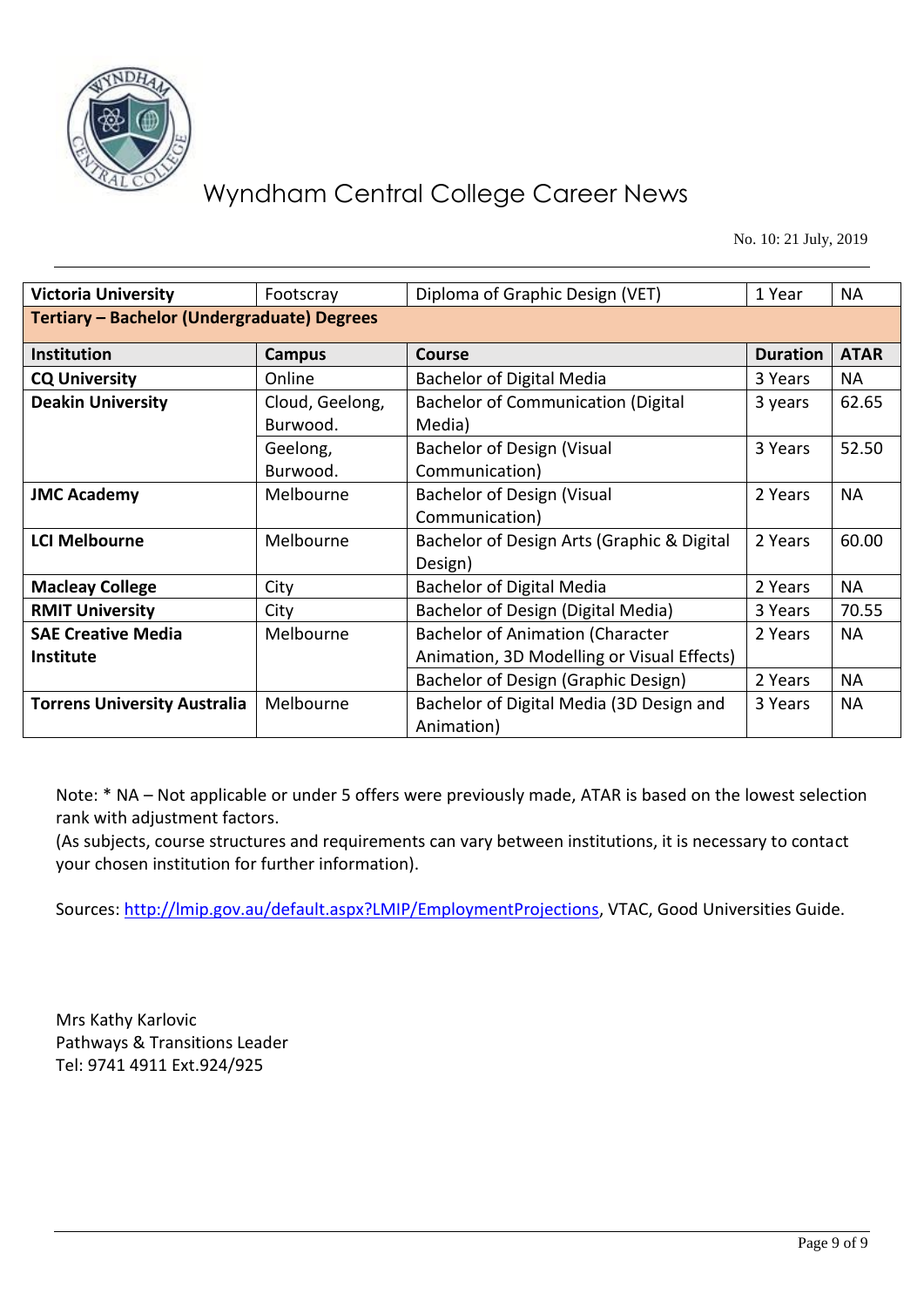| | | | | |
|---|---|---|---|---|
| **Victoria University** | Footscray | Diploma of Graphic Design (VET) | 1 Year | NA |
| **Tertiary – Bachelor (Undergraduate) Degrees** | | | | |
| **Institution** | **Campus** | **Course** | **Duration** | **ATAR** |
| **CQ University** | Online | Bachelor of Digital Media | 3 Years | NA |
| **Deakin University** | Cloud, Geelong, Burwood. | Bachelor of Communication (Digital Media) | 3 years | 62.65 |
| | Geelong, Burwood. | Bachelor of Design (Visual Communication) | 3 Years | 52.50 |
| **JMC Academy** | Melbourne | Bachelor of Design (Visual Communication) | 2 Years | NA |
| **LCI Melbourne** | Melbourne | Bachelor of Design Arts (Graphic & Digital Design) | 2 Years | 60.00 |
| **Macleay College** | City | Bachelor of Digital Media | 2 Years | NA |
| **RMIT University** | City | Bachelor of Design (Digital Media) | 3 Years | 70.55 |
| **SAE Creative Media Institute** | Melbourne | Bachelor of Animation (Character Animation, 3D Modelling or Visual Effects) | 2 Years | NA |
| | | Bachelor of Design (Graphic Design) | 2 Years | NA |
| **Torrens University Australia** | Melbourne | Bachelor of Digital Media (3D Design and Animation) | 3 Years | NA |

Note: * NA – Not applicable or under 5 offers were previously made, ATAR is based on the lowest selection rank with adjustment factors.
(As subjects, course structures and requirements can vary between institutions, it is necessary to contact your chosen institution for further information).

Sources: http://lmip.gov.au/default.aspx?LMIP/EmploymentProjections, VTAC, Good Universities Guide.

Mrs Kathy Karlovic
Pathways & Transitions Leader
Tel: 9741 4911 Ext.924/925